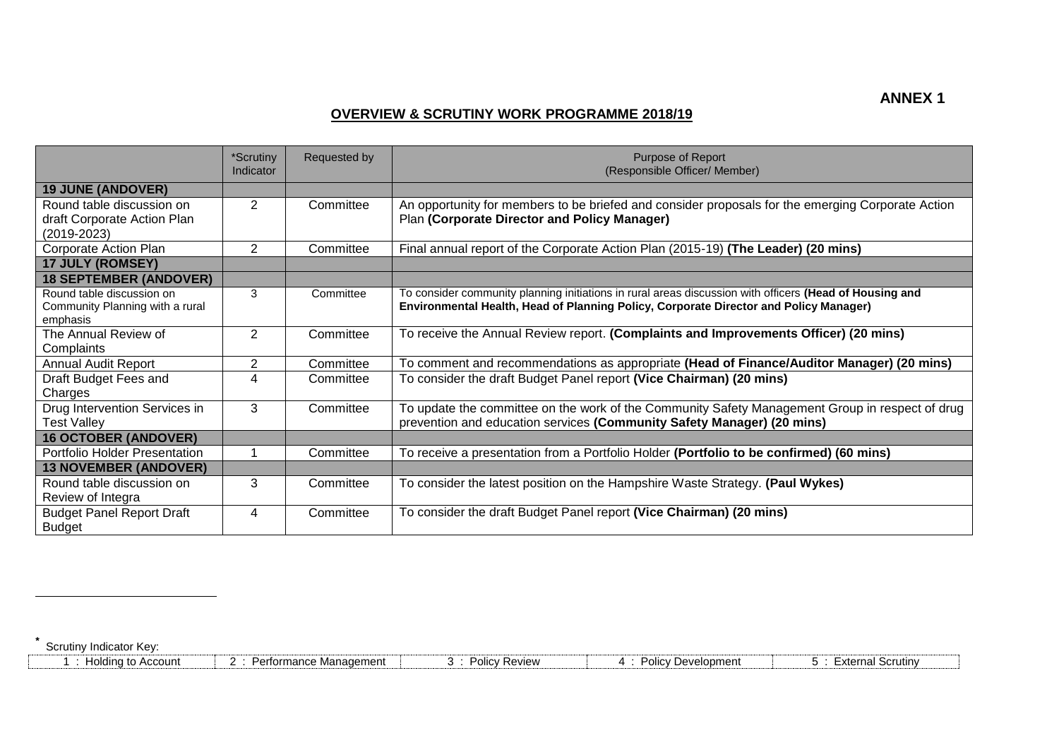**ANNEX 1**

## OVERVIEW & SCRUTINY WORK PROGRAMME 2018/19

| | *Scrutiny Indicator | Requested by | Purpose of Report (Responsible Officer/ Member) |
|---|---|---|---|
| **19 JUNE (ANDOVER)** | | | |
| Round table discussion on draft Corporate Action Plan (2019-2023) | 2 | Committee | An opportunity for members to be briefed and consider proposals for the emerging Corporate Action Plan **(Corporate Director and Policy Manager)** |
| Corporate Action Plan | 2 | Committee | Final annual report of the Corporate Action Plan (2015-19) **(The Leader) (20 mins)** |
| **17 JULY (ROMSEY)** | | | |
| **18 SEPTEMBER (ANDOVER)** | | | |
| Round table discussion on Community Planning with a rural emphasis | 3 | Committee | To consider community planning initiations in rural areas discussion with officers **(Head of Housing and Environmental Health, Head of Planning Policy, Corporate Director and Policy Manager)** |
| The Annual Review of Complaints | 2 | Committee | To receive the Annual Review report. **(Complaints and Improvements Officer) (20 mins)** |
| Annual Audit Report | 2 | Committee | To comment and recommendations as appropriate **(Head of Finance/Auditor Manager) (20 mins)** |
| Draft Budget Fees and Charges | 4 | Committee | To consider the draft Budget Panel report **(Vice Chairman) (20 mins)** |
| Drug Intervention Services in Test Valley | 3 | Committee | To update the committee on the work of the Community Safety Management Group in respect of drug prevention and education services **(Community Safety Manager) (20 mins)** |
| **16 OCTOBER (ANDOVER)** | | | |
| Portfolio Holder Presentation | 1 | Committee | To receive a presentation from a Portfolio Holder **(Portfolio to be confirmed) (60 mins)** |
| **13 NOVEMBER (ANDOVER)** | | | |
| Round table discussion on Review of Integra | 3 | Committee | To consider the latest position on the Hampshire Waste Strategy. **(Paul Wykes)** |
| Budget Panel Report Draft Budget | 4 | Committee | To consider the draft Budget Panel report **(Vice Chairman) (20 mins)** |

* Scrutiny Indicator Key:

| | | | | |
|---|---|---|---|---|
| 1 : Holding to Account | 2 : Performance Management | 3 : Policy Review | 4 : Policy Development | 5 : External Scrutiny |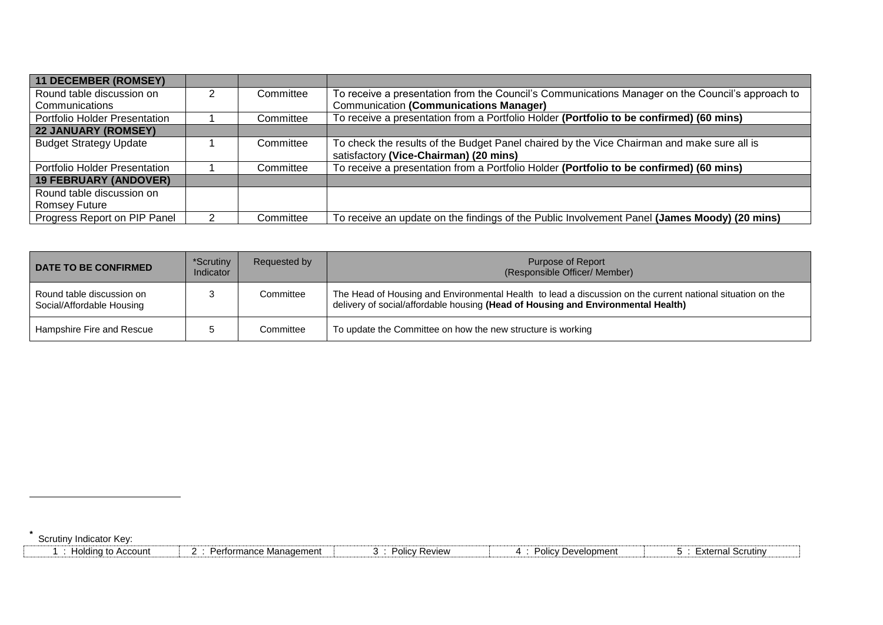| | | | |
|---|---|---|---|
| **11 DECEMBER (ROMSEY)** | | | |
| Round table discussion on Communications | 2 | Committee | To receive a presentation from the Council's Communications Manager on the Council's approach to Communication **(Communications Manager)** |
| Portfolio Holder Presentation | 1 | Committee | To receive a presentation from a Portfolio Holder **(Portfolio to be confirmed) (60 mins)** |
| **22 JANUARY (ROMSEY)** | | | |
| Budget Strategy Update | 1 | Committee | To check the results of the Budget Panel chaired by the Vice Chairman and make sure all is satisfactory **(Vice-Chairman) (20 mins)** |
| Portfolio Holder Presentation | 1 | Committee | To receive a presentation from a Portfolio Holder **(Portfolio to be confirmed) (60 mins)** |
| **19 FEBRUARY (ANDOVER)** | | | |
| Round table discussion on Romsey Future | | | |
| Progress Report on PIP Panel | 2 | Committee | To receive an update on the findings of the Public Involvement Panel **(James Moody) (20 mins)** |

| **DATE TO BE CONFIRMED** | *Scrutiny Indicator | Requested by | Purpose of Report (Responsible Officer/ Member) |
|---|---|---|---|
| Round table discussion on Social/Affordable Housing | 3 | Committee | The Head of Housing and Environmental Health to lead a discussion on the current national situation on the delivery of social/affordable housing **(Head of Housing and Environmental Health)** |
| Hampshire Fire and Rescue | 5 | Committee | To update the Committee on how the new structure is working |

* Scrutiny Indicator Key:

| | | | | |
|---|---|---|---|---|
| 1 : Holding to Account | 2 : Performance Management | 3 : Policy Review | 4 : Policy Development | 5 : External Scrutiny |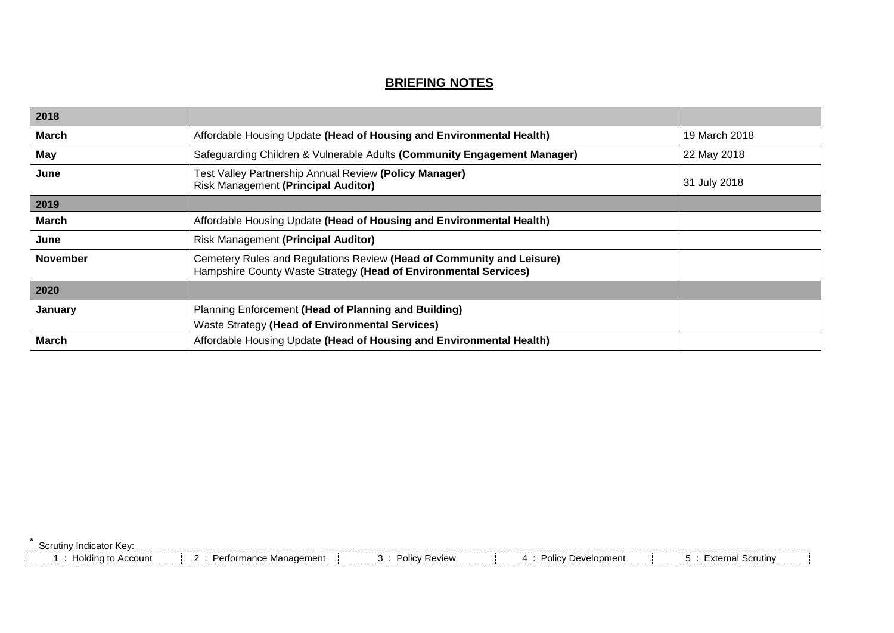## BRIEFING NOTES

| | | |
|---|---|---|
| **2018** | | |
| **March** | Affordable Housing Update **(Head of Housing and Environmental Health)** | 19 March 2018 |
| **May** | Safeguarding Children & Vulnerable Adults **(Community Engagement Manager)** | 22 May 2018 |
| **June** | Test Valley Partnership Annual Review **(Policy Manager)**<br>Risk Management **(Principal Auditor)** | 31 July 2018 |
| **2019** | | |
| **March** | Affordable Housing Update **(Head of Housing and Environmental Health)** | |
| **June** | Risk Management **(Principal Auditor)** | |
| **November** | Cemetery Rules and Regulations Review **(Head of Community and Leisure)**<br>Hampshire County Waste Strategy **(Head of Environmental Services)** | |
| **2020** | | |
| **January** | Planning Enforcement **(Head of Planning and Building)**<br>Waste Strategy **(Head of Environmental Services)** | |
| **March** | Affordable Housing Update **(Head of Housing and Environmental Health)** | |

* Scrutiny Indicator Key:

| | | | | |
|---|---|---|---|---|
| 1 : Holding to Account | 2 : Performance Management | 3 : Policy Review | 4 : Policy Development | 5 : External Scrutiny |